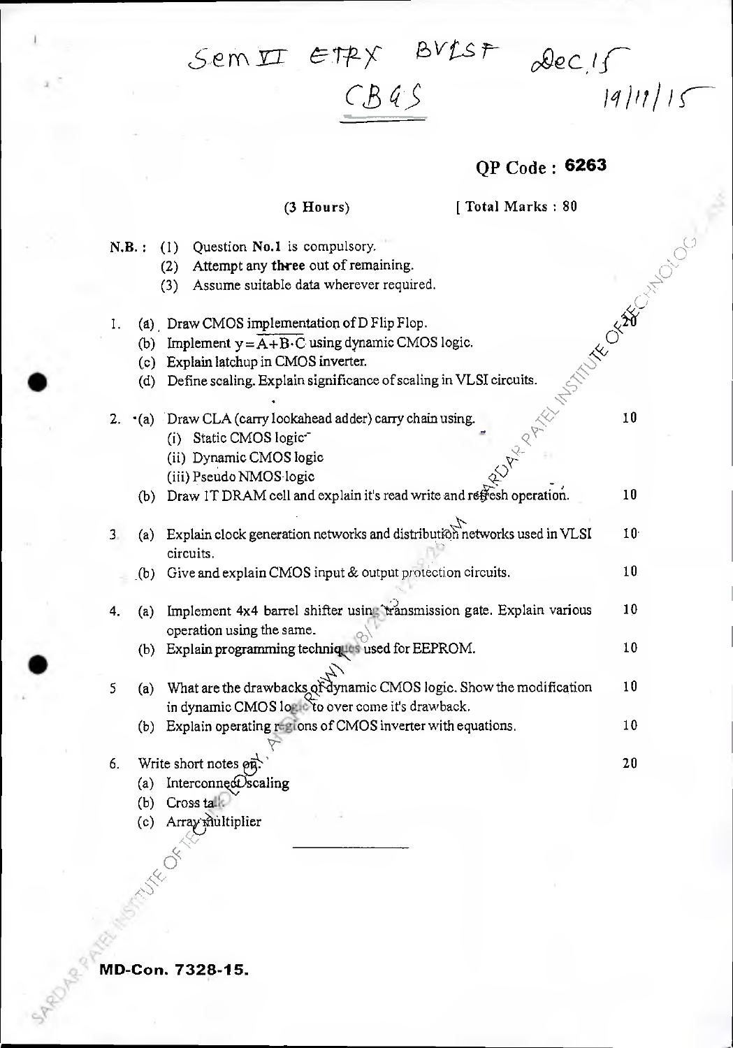Sem VI ETRX BVLSI Dec 15

CBGS

19/11/15

**QP Code : 6263**

(3 Hours) [ Total Marks : 80

N.B. : (1) Question No.1 is compulsory.

(2) Attempt any three out of remaining.

(3) Assume suitable data wherever required.

1. (a) Draw CMOS implementation of D Flip Flop. 20
   (b) Implement $y = \overline{A + B \cdot C}$ using dynamic CMOS logic.
   (c) Explain latchup in CMOS inverter.
   (d) Define scaling. Explain significance of scaling in VLSI circuits.

2. (a) Draw CLA (carry lookahead adder) carry chain using. 10
   (i) Static CMOS logic
   (ii) Dynamic CMOS logic
   (iii) Pseudo NMOS logic
   (b) Draw 1T DRAM cell and explain it's read write and refresh operation. 10

3. (a) Explain clock generation networks and distribution networks used in VLSI circuits. 10
   (b) Give and explain CMOS input & output protection circuits. 10

4. (a) Implement 4x4 barrel shifter using transmission gate. Explain various operation using the same. 10
   (b) Explain programming techniques used for EEPROM. 10

5. (a) What are the drawbacks of dynamic CMOS logic. Show the modification in dynamic CMOS logic to over come it's drawback. 10
   (b) Explain operating regions of CMOS inverter with equations. 10

6. Write short notes on. 20
   (a) Interconnect scaling
   (b) Cross talk
   (c) Array multiplier

MD-Con. 7328-15.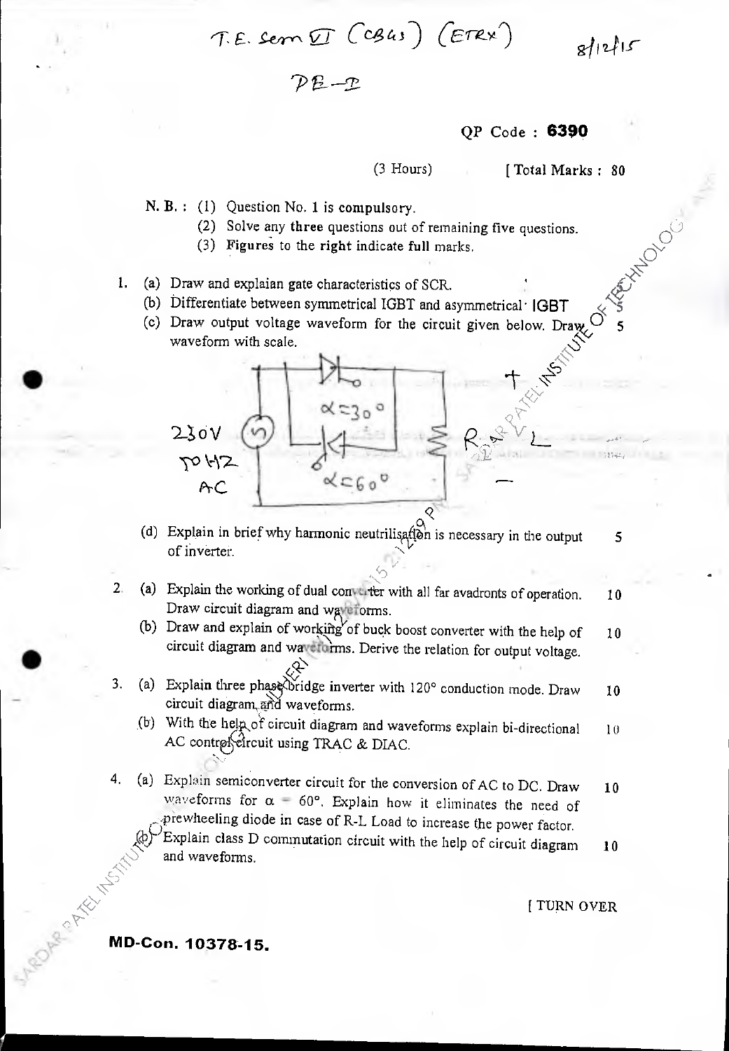T.E. Sem VI (CBGS) (ETRX) 8/12/15

PE-I

QP Code : **6390**

(3 Hours) [ Total Marks : 80

N. B. : (1) Question No. 1 is **compulsory**.

(2) Solve any **three** questions out of remaining five questions.

(3) **Figures** to the **right** indicate full marks.

1. (a) Draw and explaian gate characteristics of SCR. 5

   (b) Differentiate between symmetrical IGBT and asymmetrical IGBT 5

   (c) Draw output voltage waveform for the circuit given below. Draw waveform with scale. 5

   230V 50 HZ AC, $\alpha = 30°$, $\alpha = 60°$, R L, + −

   (d) Explain in brief why harmonic neutrilisation is necessary in the output of inverter. 5

2. (a) Explain the working of dual converter with all far avadronts of operation. Draw circuit diagram and waveforms. 10

   (b) Draw and explain of working of buck boost converter with the help of circuit diagram and waveforms. Derive the relation for output voltage. 10

3. (a) Explain three phase bridge inverter with 120° conduction mode. Draw circuit diagram and waveforms. 10

   (b) With the help of circuit diagram and waveforms explain bi-directional AC control circuit using TRAC & DIAC. 10

4. (a) Explain semiconverter circuit for the conversion of AC to DC. Draw waveforms for $\alpha = 60°$. Explain how it eliminates the need of prewheeling diode in case of R-L Load to increase the power factor. 10

   (b) Explain class D commutation circuit with the help of circuit diagram and waveforms. 10

[ TURN OVER

**MD-Con. 10378-15.**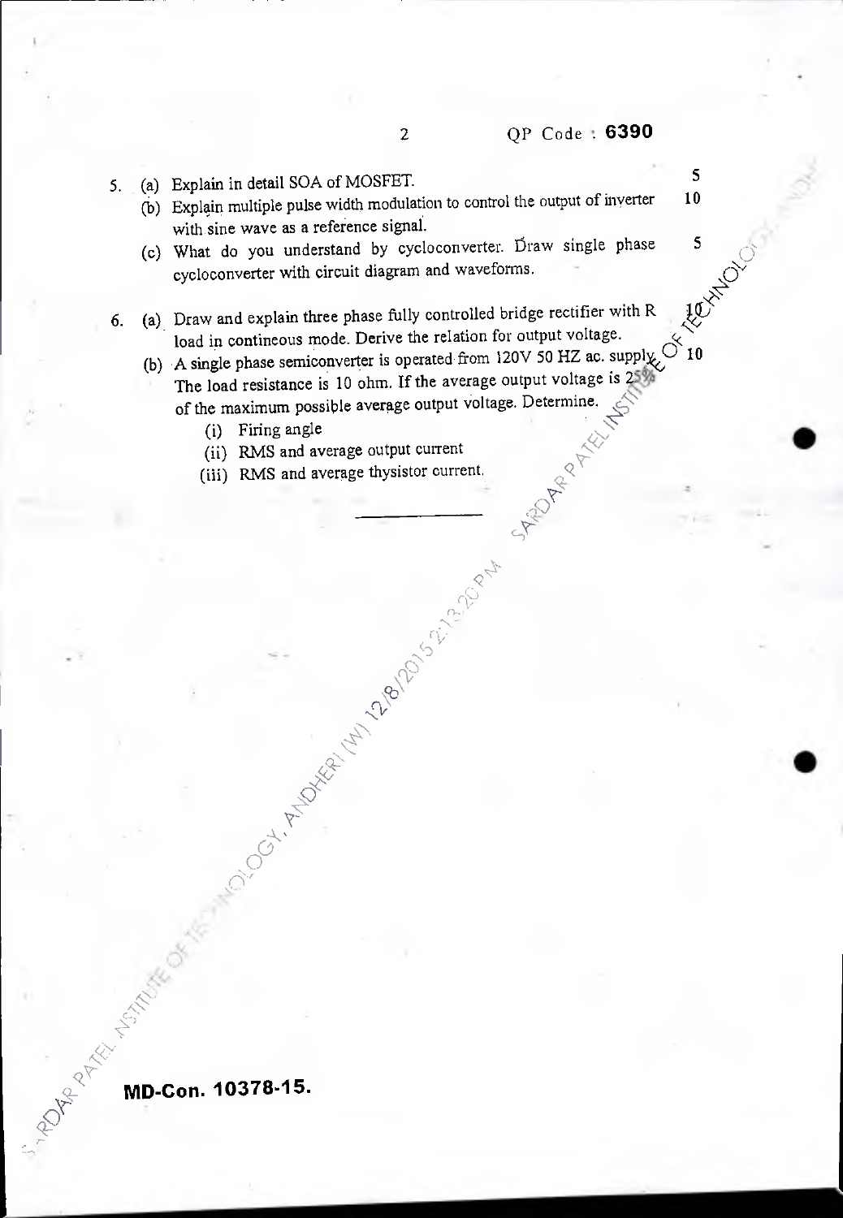QP Code : 6390

5. (a) Explain in detail SOA of MOSFET. **5**

   (b) Explain multiple pulse width modulation to control the output of inverter with sine wave as a reference signal. **10**

   (c) What do you understand by cycloconverter. Draw single phase cycloconverter with circuit diagram and waveforms. **5**

6. (a) Draw and explain three phase fully controlled bridge rectifier with R load in contineous mode. Derive the relation for output voltage. **10**

   (b) A single phase semiconverter is operated from 120V 50 HZ ac. supply. The load resistance is 10 ohm. If the average output voltage is 25% of the maximum possible average output voltage. Determine. **10**

      (i) Firing angle

      (ii) RMS and average output current

      (iii) RMS and average thysistor current.

---

**MD-Con. 10378-15.**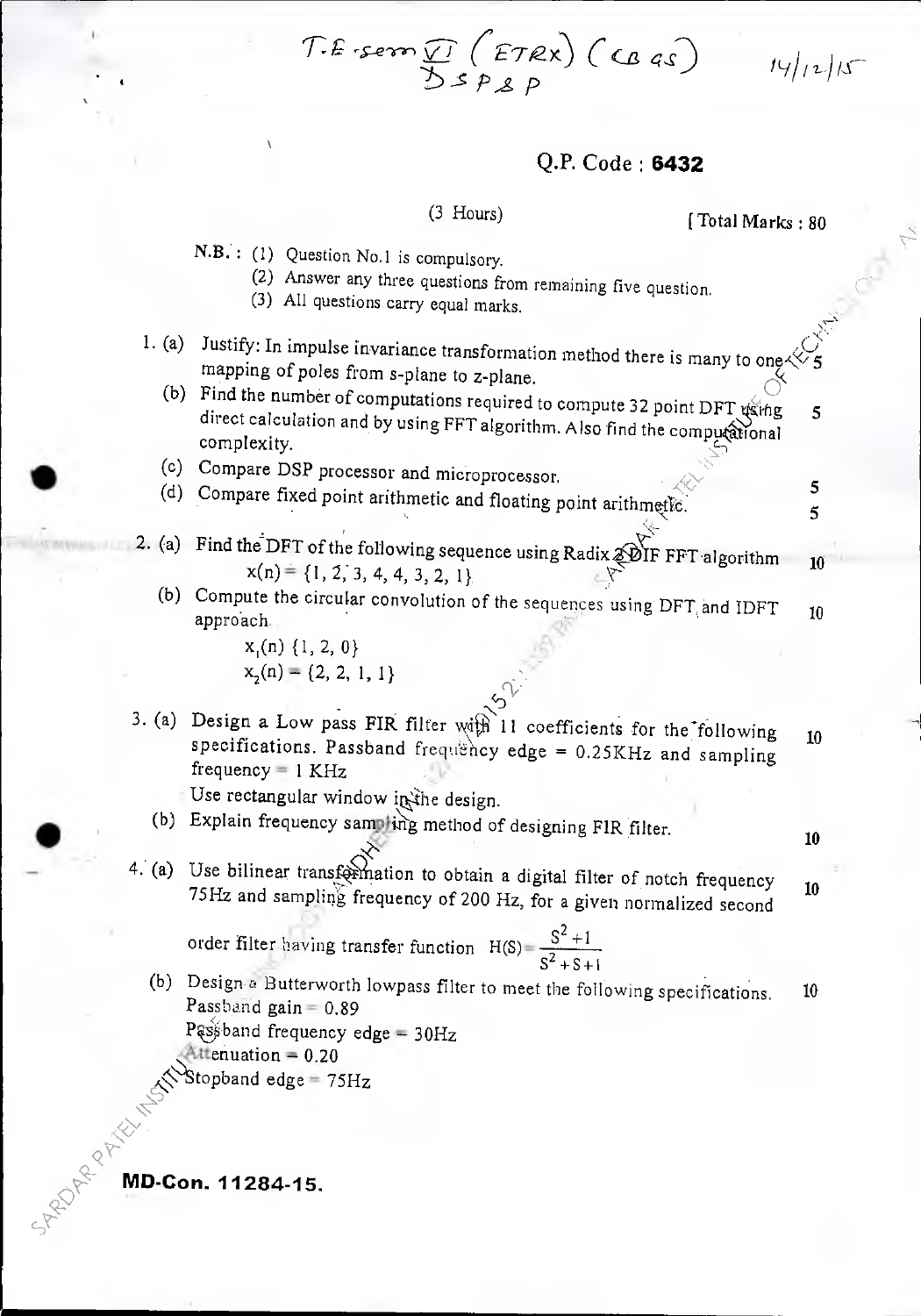T.E sem VI (ETRX) (CBGS) DSP&P 14/12/15

Q.P. Code : **6432**

(3 Hours) [ Total Marks : 80

N.B. : (1) Question No.1 is compulsory.
(2) Answer any three questions from remaining five question.
(3) All questions carry equal marks.

1. (a) Justify: In impulse invariance transformation method there is many to one mapping of poles from s-plane to z-plane. **5**
   (b) Find the number of computations required to compute 32 point DFT using direct calculation and by using FFT algorithm. Also find the computational complexity. **5**
   (c) Compare DSP processor and microprocessor. **5**
   (d) Compare fixed point arithmetic and floating point arithmetic. **5**

2. (a) Find the DFT of the following sequence using Radix 2 DIF FFT algorithm **10**
   $x(n) = \{1, 2, 3, 4, 4, 3, 2, 1\}$
   (b) Compute the circular convolution of the sequences using DFT and IDFT approach **10**
   $x_1(n)$ {1, 2, 0}
   $x_2(n) = \{2, 2, 1, 1\}$

3. (a) Design a Low pass FIR filter with 11 coefficients for the following specifications. Passband frequency edge = 0.25KHz and sampling frequency = 1 KHz **10**
   Use rectangular window in the design.
   (b) Explain frequency sampling method of designing FIR filter. **10**

4. (a) Use bilinear transformation to obtain a digital filter of notch frequency 75Hz and sampling frequency of 200 Hz, for a given normalized second order filter having transfer function $H(S) = \dfrac{S^2+1}{S^2+S+1}$ **10**
   (b) Design a Butterworth lowpass filter to meet the following specifications. **10**
   Passband gain = 0.89
   Passband frequency edge = 30Hz
   Attenuation = 0.20
   Stopband edge = 75Hz

**MD-Con. 11284-15.**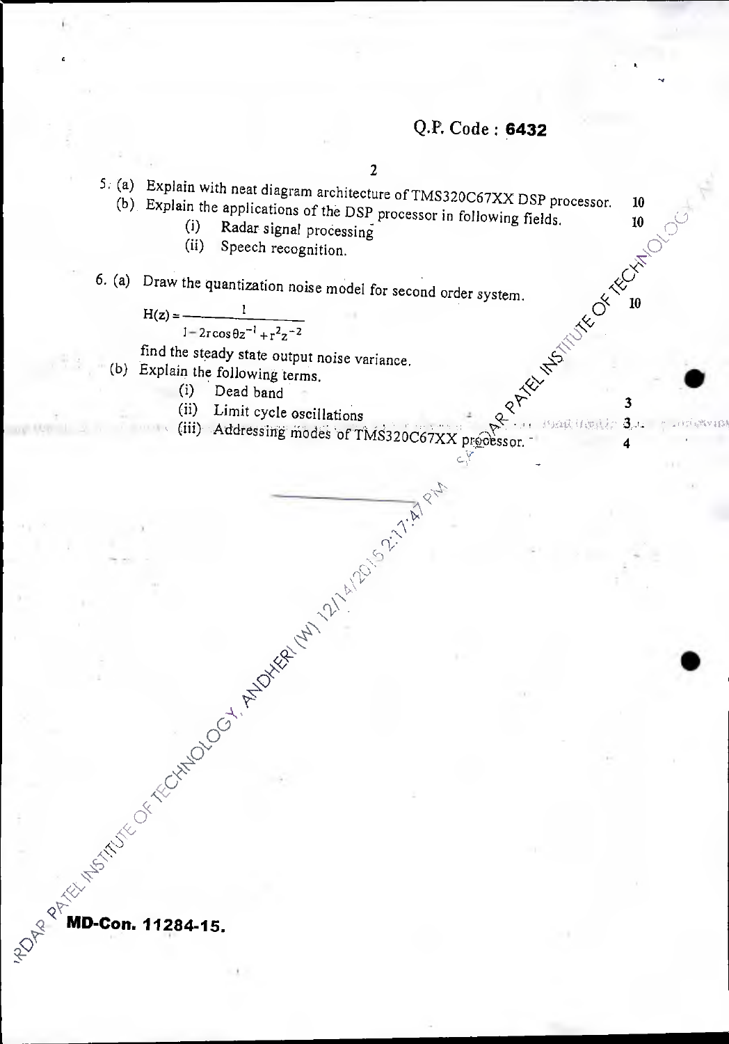5. (a) Explain with neat diagram architecture of TMS320C67XX DSP processor. **10**

(b) Explain the applications of the DSP processor in following fields. **10**

(i) Radar signal processing

(ii) Speech recognition.

6. (a) Draw the quantization noise model for second order system. **10**

$$H(z) = \frac{1}{1 - 2r\cos\theta z^{-1} + r^2 z^{-2}}$$

find the steady state output noise variance.

(b) Explain the following terms.

(i) Dead band **3**

(ii) Limit cycle oscillations **3**

(iii) Addressing modes of TMS320C67XX processor. **4**

---

**MD-Con. 11284-15.**